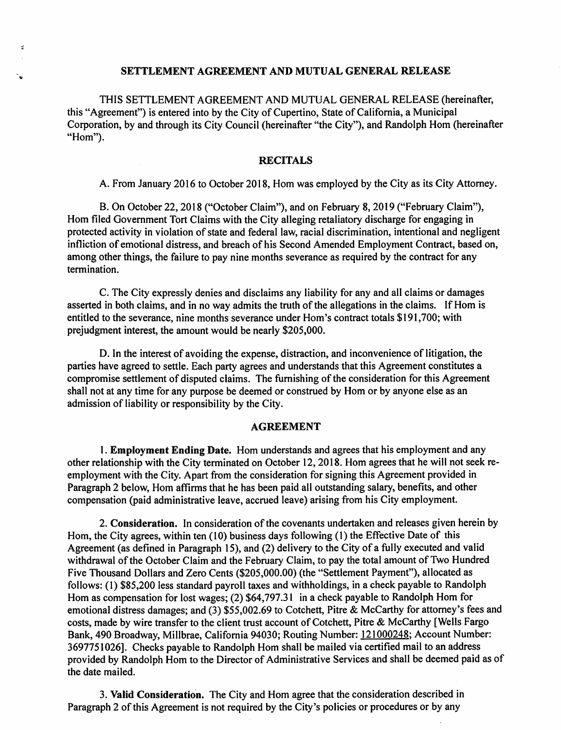# SETTLEMENT AGREEMENT AND MUTUAL GENERAL RELEASE

THIS SETTLEMENT AGREEMENT AND MUTUAL GENERAL RELEASE (hereinafter, this "Agreement") is entered into by the City of Cupertino, State of California, a Municipal Corporation, by and through its City Council (hereinafter "the City"), and Randolph Hom (hereinafter "Hom").

## RECITALS

A. From January 2016 to October 2018, Hom was employed by the City as its City Attorney.

B. On October 22, 2018 ("October Claim"), and on February 8, 2019 ("February Claim"), Hom filed Government Tort Claims with the City alleging retaliatory discharge for engaging in protected activity in violation of state and federal law, racial discrimination, intentional and negligent infliction of emotional distress, and breach of his Second Amended Employment Contract, based on, among other things, the failure to pay nine months severance as required by the contract for any termination.

C. The City expressly denies and disclaims any liability for any and all claims or damages asserted in both claims, and in no way admits the truth of the allegations in the claims. If Hom is entitled to the severance, nine months severance under Hom's contract totals $191,700; with prejudgment interest, the amount would be nearly $205,000.

D. In the interest of avoiding the expense, distraction, and inconvenience of litigation, the parties have agreed to settle. Each party agrees and understands that this Agreement constitutes a compromise settlement of disputed claims. The furnishing of the consideration for this Agreement shall not at any time for any purpose be deemed or construed by Hom or by anyone else as an admission of liability or responsibility by the City.

## AGREEMENT

1. **Employment Ending Date.** Hom understands and agrees that his employment and any other relationship with the City terminated on October 12, 2018. Hom agrees that he will not seek re-employment with the City. Apart from the consideration for signing this Agreement provided in Paragraph 2 below, Hom affirms that he has been paid all outstanding salary, benefits, and other compensation (paid administrative leave, accrued leave) arising from his City employment.

2. **Consideration.** In consideration of the covenants undertaken and releases given herein by Hom, the City agrees, within ten (10) business days following (1) the Effective Date of this Agreement (as defined in Paragraph 15), and (2) delivery to the City of a fully executed and valid withdrawal of the October Claim and the February Claim, to pay the total amount of Two Hundred Five Thousand Dollars and Zero Cents ($205,000.00) (the "Settlement Payment"), allocated as follows: (1) $85,200 less standard payroll taxes and withholdings, in a check payable to Randolph Hom as compensation for lost wages; (2) $64,797.31 in a check payable to Randolph Hom for emotional distress damages; and (3) $55,002.69 to Cotchett, Pitre & McCarthy for attorney's fees and costs, made by wire transfer to the client trust account of Cotchett, Pitre & McCarthy [Wells Fargo Bank, 490 Broadway, Millbrae, California 94030; Routing Number: 121000248; Account Number: 3697751026]. Checks payable to Randolph Hom shall be mailed via certified mail to an address provided by Randolph Hom to the Director of Administrative Services and shall be deemed paid as of the date mailed.

3. **Valid Consideration.** The City and Hom agree that the consideration described in Paragraph 2 of this Agreement is not required by the City's policies or procedures or by any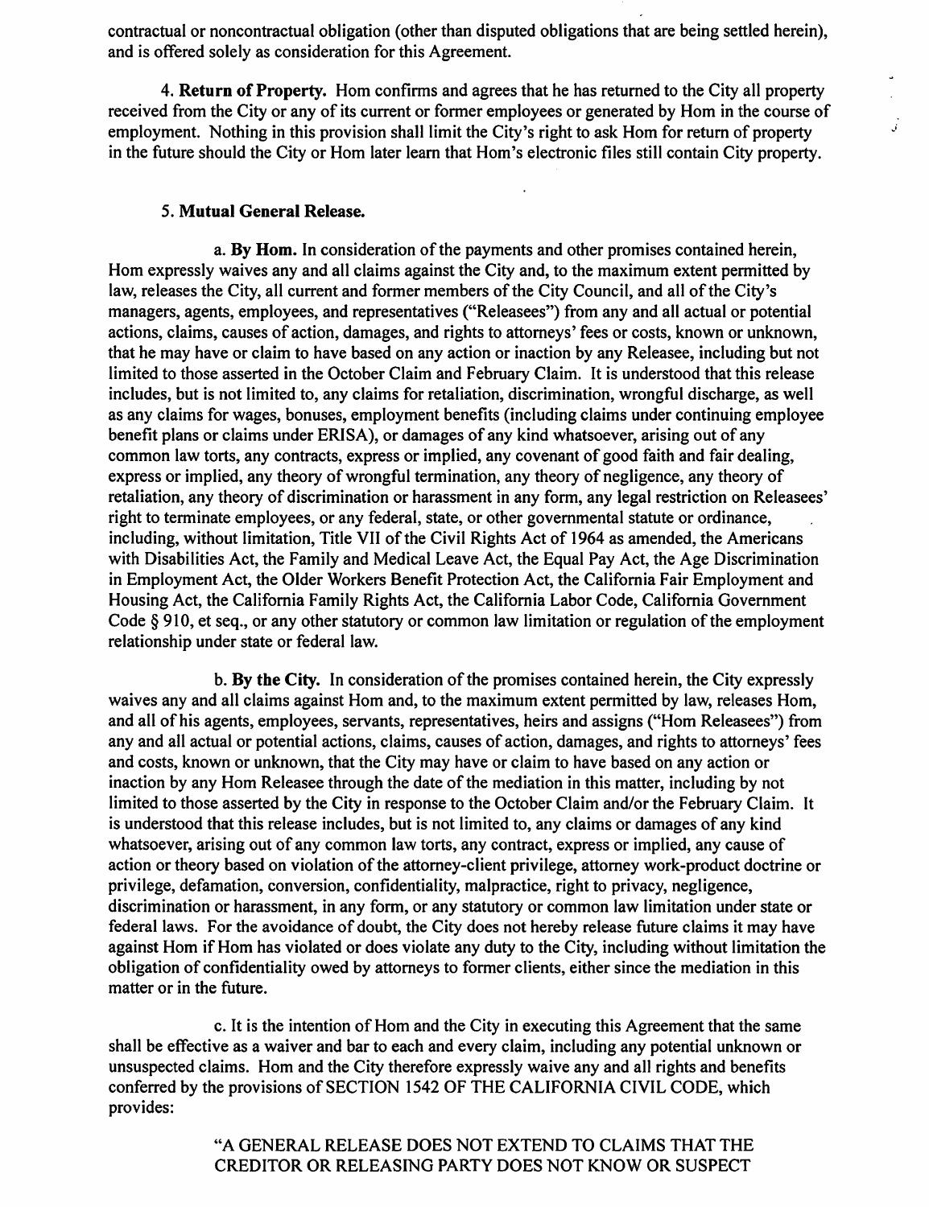contractual or noncontractual obligation (other than disputed obligations that are being settled herein), and is offered solely as consideration for this Agreement.

4. **Return of Property.** Hom confirms and agrees that he has returned to the City all property received from the City or any of its current or former employees or generated by Hom in the course of employment. Nothing in this provision shall limit the City's right to ask Hom for return of property in the future should the City or Hom later learn that Hom's electronic files still contain City property.

5. **Mutual General Release.**

a. **By Hom.** In consideration of the payments and other promises contained herein, Hom expressly waives any and all claims against the City and, to the maximum extent permitted by law, releases the City, all current and former members of the City Council, and all of the City's managers, agents, employees, and representatives ("Releasees") from any and all actual or potential actions, claims, causes of action, damages, and rights to attorneys' fees or costs, known or unknown, that he may have or claim to have based on any action or inaction by any Releasee, including but not limited to those asserted in the October Claim and February Claim. It is understood that this release includes, but is not limited to, any claims for retaliation, discrimination, wrongful discharge, as well as any claims for wages, bonuses, employment benefits (including claims under continuing employee benefit plans or claims under ERISA), or damages of any kind whatsoever, arising out of any common law torts, any contracts, express or implied, any covenant of good faith and fair dealing, express or implied, any theory of wrongful termination, any theory of negligence, any theory of retaliation, any theory of discrimination or harassment in any form, any legal restriction on Releasees' right to terminate employees, or any federal, state, or other governmental statute or ordinance, including, without limitation, Title VII of the Civil Rights Act of 1964 as amended, the Americans with Disabilities Act, the Family and Medical Leave Act, the Equal Pay Act, the Age Discrimination in Employment Act, the Older Workers Benefit Protection Act, the California Fair Employment and Housing Act, the California Family Rights Act, the California Labor Code, California Government Code § 910, et seq., or any other statutory or common law limitation or regulation of the employment relationship under state or federal law.

b. **By the City.** In consideration of the promises contained herein, the City expressly waives any and all claims against Hom and, to the maximum extent permitted by law, releases Hom, and all of his agents, employees, servants, representatives, heirs and assigns ("Hom Releasees") from any and all actual or potential actions, claims, causes of action, damages, and rights to attorneys' fees and costs, known or unknown, that the City may have or claim to have based on any action or inaction by any Hom Releasee through the date of the mediation in this matter, including by not limited to those asserted by the City in response to the October Claim and/or the February Claim. It is understood that this release includes, but is not limited to, any claims or damages of any kind whatsoever, arising out of any common law torts, any contract, express or implied, any cause of action or theory based on violation of the attorney-client privilege, attorney work-product doctrine or privilege, defamation, conversion, confidentiality, malpractice, right to privacy, negligence, discrimination or harassment, in any form, or any statutory or common law limitation under state or federal laws. For the avoidance of doubt, the City does not hereby release future claims it may have against Hom if Hom has violated or does violate any duty to the City, including without limitation the obligation of confidentiality owed by attorneys to former clients, either since the mediation in this matter or in the future.

c. It is the intention of Hom and the City in executing this Agreement that the same shall be effective as a waiver and bar to each and every claim, including any potential unknown or unsuspected claims. Hom and the City therefore expressly waive any and all rights and benefits conferred by the provisions of SECTION 1542 OF THE CALIFORNIA CIVIL CODE, which provides:

> "A GENERAL RELEASE DOES NOT EXTEND TO CLAIMS THAT THE CREDITOR OR RELEASING PARTY DOES NOT KNOW OR SUSPECT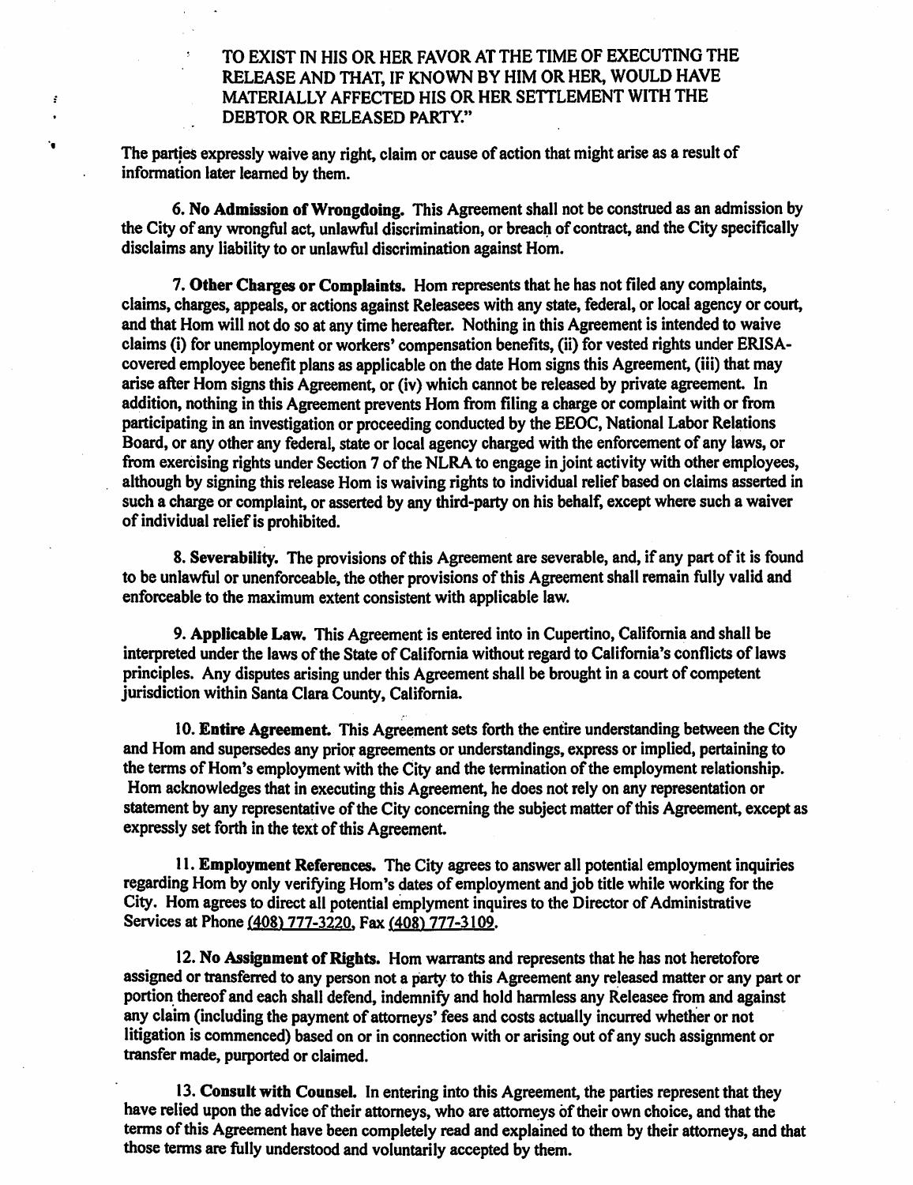> TO EXIST IN HIS OR HER FAVOR AT THE TIME OF EXECUTING THE RELEASE AND THAT, IF KNOWN BY HIM OR HER, WOULD HAVE MATERIALLY AFFECTED HIS OR HER SETTLEMENT WITH THE DEBTOR OR RELEASED PARTY."

The parties expressly waive any right, claim or cause of action that might arise as a result of information later learned by them.

**6. No Admission of Wrongdoing.** This Agreement shall not be construed as an admission by the City of any wrongful act, unlawful discrimination, or breach of contract, and the City specifically disclaims any liability to or unlawful discrimination against Hom.

**7. Other Charges or Complaints.** Hom represents that he has not filed any complaints, claims, charges, appeals, or actions against Releasees with any state, federal, or local agency or court, and that Hom will not do so at any time hereafter. Nothing in this Agreement is intended to waive claims (i) for unemployment or workers' compensation benefits, (ii) for vested rights under ERISA-covered employee benefit plans as applicable on the date Hom signs this Agreement, (iii) that may arise after Hom signs this Agreement, or (iv) which cannot be released by private agreement. In addition, nothing in this Agreement prevents Hom from filing a charge or complaint with or from participating in an investigation or proceeding conducted by the EEOC, National Labor Relations Board, or any other any federal, state or local agency charged with the enforcement of any laws, or from exercising rights under Section 7 of the NLRA to engage in joint activity with other employees, although by signing this release Hom is waiving rights to individual relief based on claims asserted in such a charge or complaint, or asserted by any third-party on his behalf, except where such a waiver of individual relief is prohibited.

**8. Severability.** The provisions of this Agreement are severable, and, if any part of it is found to be unlawful or unenforceable, the other provisions of this Agreement shall remain fully valid and enforceable to the maximum extent consistent with applicable law.

**9. Applicable Law.** This Agreement is entered into in Cupertino, California and shall be interpreted under the laws of the State of California without regard to California's conflicts of laws principles. Any disputes arising under this Agreement shall be brought in a court of competent jurisdiction within Santa Clara County, California.

**10. Entire Agreement.** This Agreement sets forth the entire understanding between the City and Hom and supersedes any prior agreements or understandings, express or implied, pertaining to the terms of Hom's employment with the City and the termination of the employment relationship. Hom acknowledges that in executing this Agreement, he does not rely on any representation or statement by any representative of the City concerning the subject matter of this Agreement, except as expressly set forth in the text of this Agreement.

**11. Employment References.** The City agrees to answer all potential employment inquiries regarding Hom by only verifying Hom's dates of employment and job title while working for the City. Hom agrees to direct all potential emplyment inquires to the Director of Administrative Services at Phone (408) 777-3220, Fax (408) 777-3109.

**12. No Assignment of Rights.** Hom warrants and represents that he has not heretofore assigned or transferred to any person not a party to this Agreement any released matter or any part or portion thereof and each shall defend, indemnify and hold harmless any Releasee from and against any claim (including the payment of attorneys' fees and costs actually incurred whether or not litigation is commenced) based on or in connection with or arising out of any such assignment or transfer made, purported or claimed.

**13. Consult with Counsel.** In entering into this Agreement, the parties represent that they have relied upon the advice of their attorneys, who are attorneys of their own choice, and that the terms of this Agreement have been completely read and explained to them by their attorneys, and that those terms are fully understood and voluntarily accepted by them.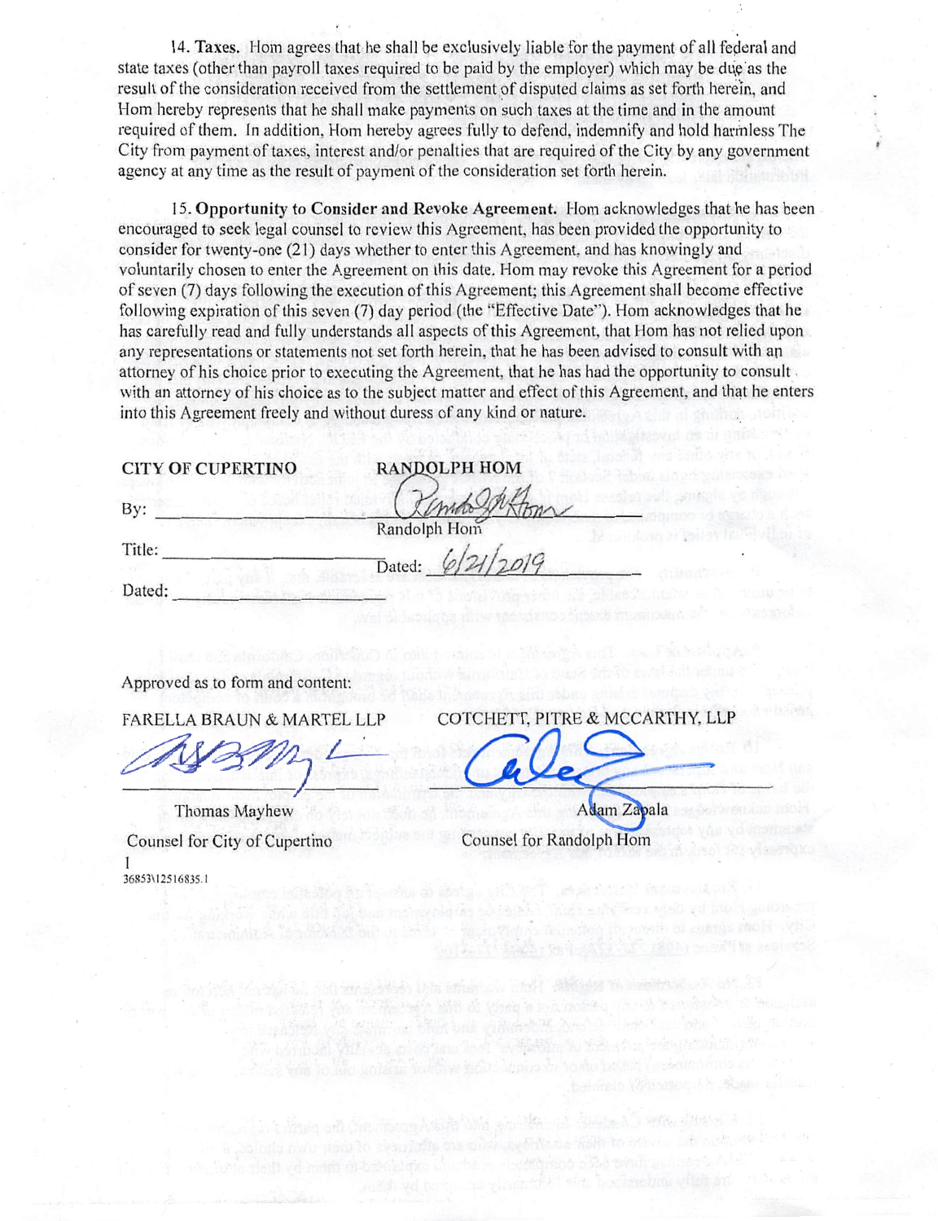14. **Taxes.** Hom agrees that he shall be exclusively liable for the payment of all federal and state taxes (other than payroll taxes required to be paid by the employer) which may be due as the result of the consideration received from the settlement of disputed claims as set forth herein, and Hom hereby represents that he shall make payments on such taxes at the time and in the amount required of them. In addition, Hom hereby agrees fully to defend, indemnify and hold harmless The City from payment of taxes, interest and/or penalties that are required of the City by any government agency at any time as the result of payment of the consideration set forth herein.

15. **Opportunity to Consider and Revoke Agreement.** Hom acknowledges that he has been encouraged to seek legal counsel to review this Agreement, has been provided the opportunity to consider for twenty-one (21) days whether to enter this Agreement, and has knowingly and voluntarily chosen to enter the Agreement on this date. Hom may revoke this Agreement for a period of seven (7) days following the execution of this Agreement; this Agreement shall become effective following expiration of this seven (7) day period (the "Effective Date"). Hom acknowledges that he has carefully read and fully understands all aspects of this Agreement, that Hom has not relied upon any representations or statements not set forth herein, that he has been advised to consult with an attorney of his choice prior to executing the Agreement, that he has had the opportunity to consult with an attorney of his choice as to the subject matter and effect of this Agreement, and that he enters into this Agreement freely and without duress of any kind or nature.

| | |
|---|---|
| CITY OF CUPERTINO | RANDOLPH HOM |
| By: ____________________ | [signature] Randolph Hom |
| Title: ____________________ | Dated: 6/21/2019 |
| Dated: ____________________ | |

Approved as to form and content:

| | |
|---|---|
| FARELLA BRAUN & MARTEL LLP | COTCHETT, PITRE & MCCARTHY, LLP |
| [signature] Thomas Mayhew | [signature] Adam Zapala |
| Counsel for City of Cupertino | Counsel for Randolph Hom |

36853\12516835.1